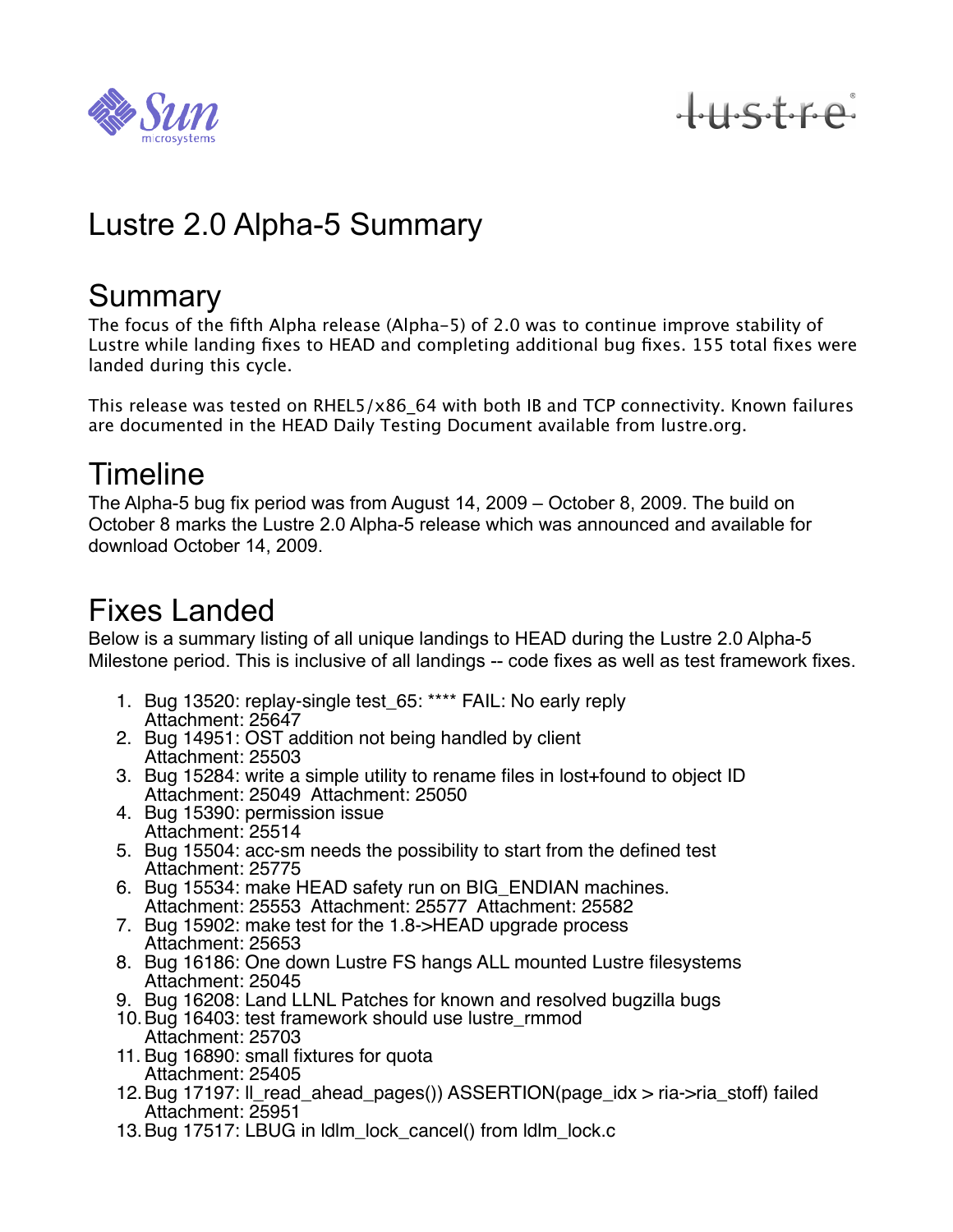# Lustre 2.0 Alpha-5 Summary

## Summary

The focus of the fifth Alpha release (Alpha-5) of 2.0 was to continue improve stability of Lustre while landing fixes to HEAD and completing additional bug fixes. 155 total fixes were landed during this cycle.

This release was tested on RHEL5/x86_64 with both IB and TCP connectivity. Known failures are documented in the HEAD Daily Testing Document available from lustre.org.

## Timeline

The Alpha-5 bug fix period was from August 14, 2009 – October 8, 2009. The build on October 8 marks the Lustre 2.0 Alpha-5 release which was announced and available for download October 14, 2009.

## Fixes Landed

Below is a summary listing of all unique landings to HEAD during the Lustre 2.0 Alpha-5 Milestone period. This is inclusive of all landings -- code fixes as well as test framework fixes.

1. Bug 13520: replay-single test_65: **** FAIL: No early reply
   Attachment: 25647
2. Bug 14951: OST addition not being handled by client
   Attachment: 25503
3. Bug 15284: write a simple utility to rename files in lost+found to object ID
   Attachment: 25049 Attachment: 25050
4. Bug 15390: permission issue
   Attachment: 25514
5. Bug 15504: acc-sm needs the possibility to start from the defined test
   Attachment: 25775
6. Bug 15534: make HEAD safety run on BIG_ENDIAN machines.
   Attachment: 25553 Attachment: 25577 Attachment: 25582
7. Bug 15902: make test for the 1.8->HEAD upgrade process
   Attachment: 25653
8. Bug 16186: One down Lustre FS hangs ALL mounted Lustre filesystems
   Attachment: 25045
9. Bug 16208: Land LLNL Patches for known and resolved bugzilla bugs
10. Bug 16403: test framework should use lustre_rmmod
    Attachment: 25703
11. Bug 16890: small fixtures for quota
    Attachment: 25405
12. Bug 17197: ll_read_ahead_pages()) ASSERTION(page_idx > ria->ria_stoff) failed
    Attachment: 25951
13. Bug 17517: LBUG in ldlm_lock_cancel() from ldlm_lock.c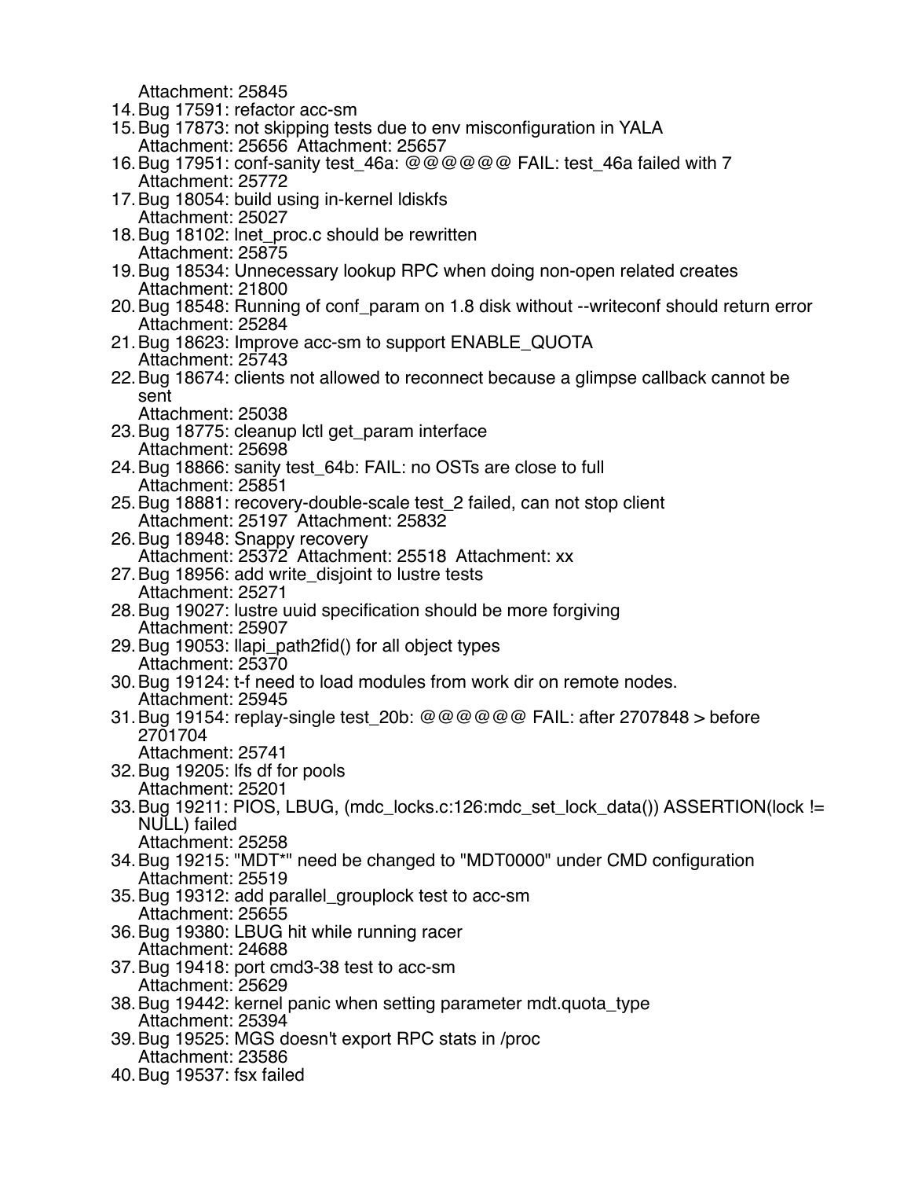Attachment: 25845

14. Bug 17591: refactor acc-sm
15. Bug 17873: not skipping tests due to env misconfiguration in YALA
    Attachment: 25656  Attachment: 25657
16. Bug 17951: conf-sanity test_46a: @@@@@@ FAIL: test_46a failed with 7
    Attachment: 25772
17. Bug 18054: build using in-kernel ldiskfs
    Attachment: 25027
18. Bug 18102: lnet_proc.c should be rewritten
    Attachment: 25875
19. Bug 18534: Unnecessary lookup RPC when doing non-open related creates
    Attachment: 21800
20. Bug 18548: Running of conf_param on 1.8 disk without --writeconf should return error
    Attachment: 25284
21. Bug 18623: Improve acc-sm to support ENABLE_QUOTA
    Attachment: 25743
22. Bug 18674: clients not allowed to reconnect because a glimpse callback cannot be sent
    Attachment: 25038
23. Bug 18775: cleanup lctl get_param interface
    Attachment: 25698
24. Bug 18866: sanity test_64b: FAIL: no OSTs are close to full
    Attachment: 25851
25. Bug 18881: recovery-double-scale test_2 failed, can not stop client
    Attachment: 25197  Attachment: 25832
26. Bug 18948: Snappy recovery
    Attachment: 25372  Attachment: 25518  Attachment: xx
27. Bug 18956: add write_disjoint to lustre tests
    Attachment: 25271
28. Bug 19027: lustre uuid specification should be more forgiving
    Attachment: 25907
29. Bug 19053: llapi_path2fid() for all object types
    Attachment: 25370
30. Bug 19124: t-f need to load modules from work dir on remote nodes.
    Attachment: 25945
31. Bug 19154: replay-single test_20b: @@@@@@ FAIL: after 2707848 > before 2701704
    Attachment: 25741
32. Bug 19205: lfs df for pools
    Attachment: 25201
33. Bug 19211: PIOS, LBUG, (mdc_locks.c:126:mdc_set_lock_data()) ASSERTION(lock != NULL) failed
    Attachment: 25258
34. Bug 19215: "MDT*" need be changed to "MDT0000" under CMD configuration
    Attachment: 25519
35. Bug 19312: add parallel_grouplock test to acc-sm
    Attachment: 25655
36. Bug 19380: LBUG hit while running racer
    Attachment: 24688
37. Bug 19418: port cmd3-38 test to acc-sm
    Attachment: 25629
38. Bug 19442: kernel panic when setting parameter mdt.quota_type
    Attachment: 25394
39. Bug 19525: MGS doesn't export RPC stats in /proc
    Attachment: 23586
40. Bug 19537: fsx failed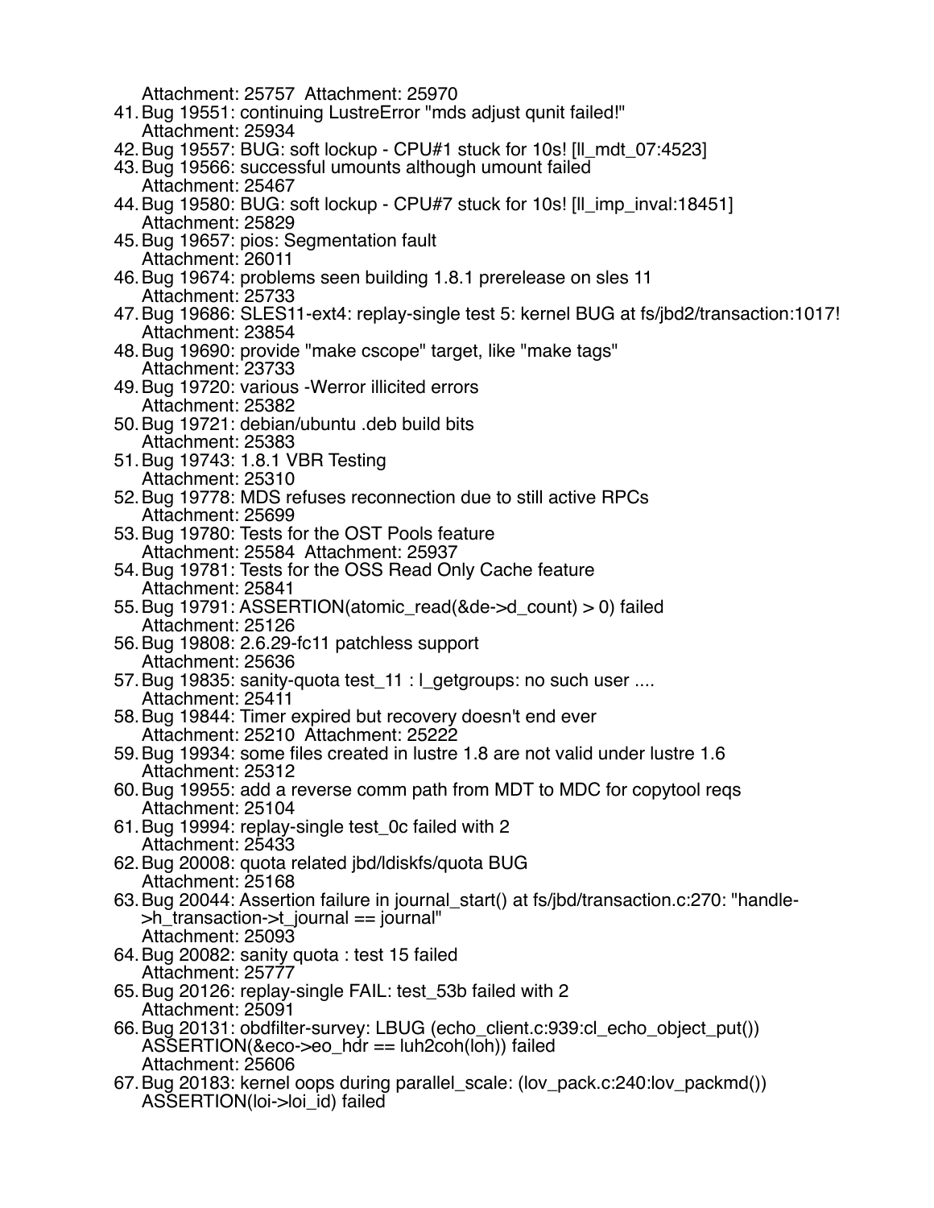Attachment: 25757 Attachment: 25970

41. Bug 19551: continuing LustreError "mds adjust qunit failed!"
    Attachment: 25934
42. Bug 19557: BUG: soft lockup - CPU#1 stuck for 10s! [ll_mdt_07:4523]
43. Bug 19566: successful umounts although umount failed
    Attachment: 25467
44. Bug 19580: BUG: soft lockup - CPU#7 stuck for 10s! [ll_imp_inval:18451]
    Attachment: 25829
45. Bug 19657: pios: Segmentation fault
    Attachment: 26011
46. Bug 19674: problems seen building 1.8.1 prerelease on sles 11
    Attachment: 25733
47. Bug 19686: SLES11-ext4: replay-single test 5: kernel BUG at fs/jbd2/transaction:1017!
    Attachment: 23854
48. Bug 19690: provide "make cscope" target, like "make tags"
    Attachment: 23733
49. Bug 19720: various -Werror illicited errors
    Attachment: 25382
50. Bug 19721: debian/ubuntu .deb build bits
    Attachment: 25383
51. Bug 19743: 1.8.1 VBR Testing
    Attachment: 25310
52. Bug 19778: MDS refuses reconnection due to still active RPCs
    Attachment: 25699
53. Bug 19780: Tests for the OST Pools feature
    Attachment: 25584 Attachment: 25937
54. Bug 19781: Tests for the OSS Read Only Cache feature
    Attachment: 25841
55. Bug 19791: ASSERTION(atomic_read(&de->d_count) > 0) failed
    Attachment: 25126
56. Bug 19808: 2.6.29-fc11 patchless support
    Attachment: 25636
57. Bug 19835: sanity-quota test_11 : l_getgroups: no such user ....
    Attachment: 25411
58. Bug 19844: Timer expired but recovery doesn't end ever
    Attachment: 25210 Attachment: 25222
59. Bug 19934: some files created in lustre 1.8 are not valid under lustre 1.6
    Attachment: 25312
60. Bug 19955: add a reverse comm path from MDT to MDC for copytool reqs
    Attachment: 25104
61. Bug 19994: replay-single test_0c failed with 2
    Attachment: 25433
62. Bug 20008: quota related jbd/ldiskfs/quota BUG
    Attachment: 25168
63. Bug 20044: Assertion failure in journal_start() at fs/jbd/transaction.c:270: "handle->h_transaction->t_journal == journal"
    Attachment: 25093
64. Bug 20082: sanity quota : test 15 failed
    Attachment: 25777
65. Bug 20126: replay-single FAIL: test_53b failed with 2
    Attachment: 25091
66. Bug 20131: obdfilter-survey: LBUG (echo_client.c:939:cl_echo_object_put()) ASSERTION(&eco->eo_hdr == luh2coh(loh)) failed
    Attachment: 25606
67. Bug 20183: kernel oops during parallel_scale: (lov_pack.c:240:lov_packmd()) ASSERTION(loi->loi_id) failed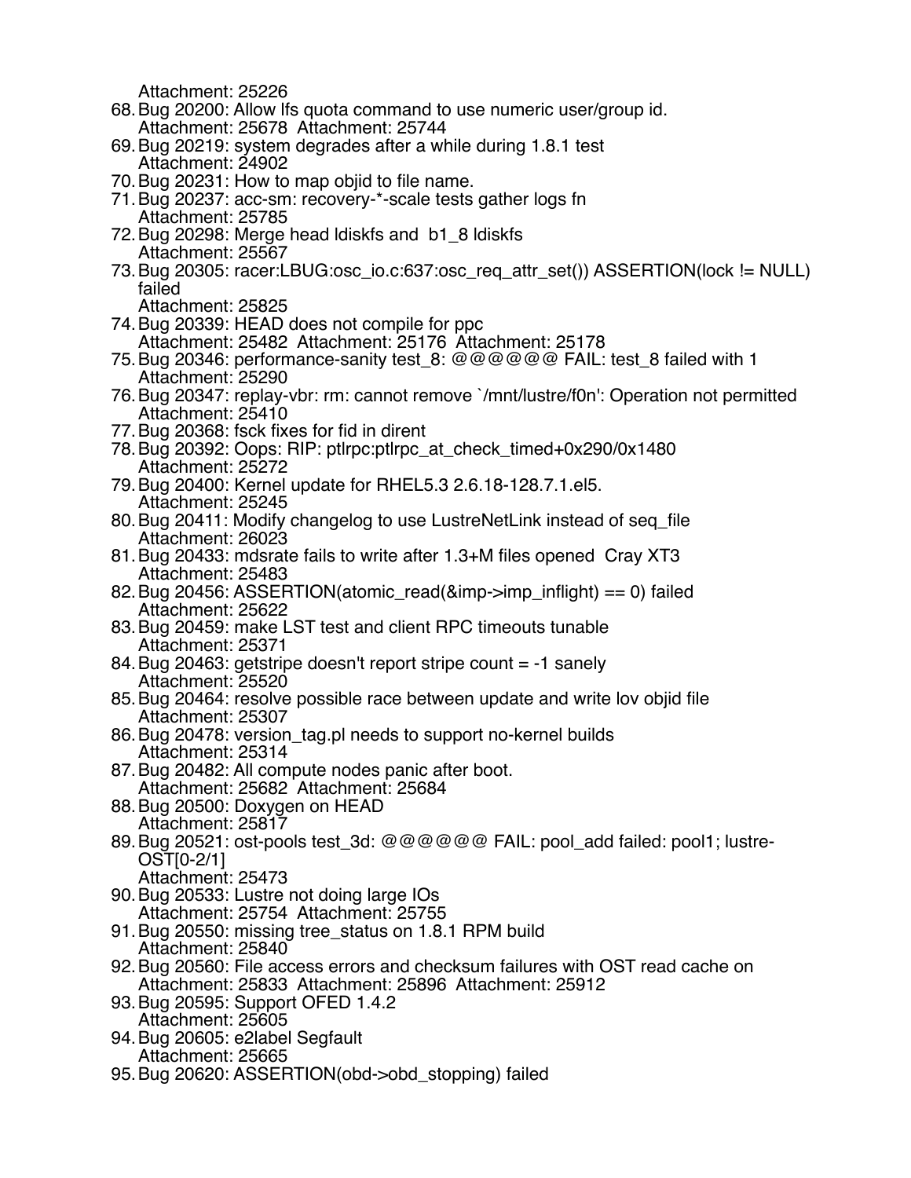Attachment: 25226

68. Bug 20200: Allow lfs quota command to use numeric user/group id.
    Attachment: 25678  Attachment: 25744
69. Bug 20219: system degrades after a while during 1.8.1 test
    Attachment: 24902
70. Bug 20231: How to map objid to file name.
71. Bug 20237: acc-sm: recovery-*-scale tests gather logs fn
    Attachment: 25785
72. Bug 20298: Merge head ldiskfs and b1_8 ldiskfs
    Attachment: 25567
73. Bug 20305: racer:LBUG:osc_io.c:637:osc_req_attr_set()) ASSERTION(lock != NULL) failed
    Attachment: 25825
74. Bug 20339: HEAD does not compile for ppc
    Attachment: 25482  Attachment: 25176  Attachment: 25178
75. Bug 20346: performance-sanity test_8: @@@@@@ FAIL: test_8 failed with 1
    Attachment: 25290
76. Bug 20347: replay-vbr: rm: cannot remove `/mnt/lustre/f0n': Operation not permitted
    Attachment: 25410
77. Bug 20368: fsck fixes for fid in dirent
78. Bug 20392: Oops: RIP: ptlrpc:ptlrpc_at_check_timed+0x290/0x1480
    Attachment: 25272
79. Bug 20400: Kernel update for RHEL5.3 2.6.18-128.7.1.el5.
    Attachment: 25245
80. Bug 20411: Modify changelog to use LustreNetLink instead of seq_file
    Attachment: 26023
81. Bug 20433: mdsrate fails to write after 1.3+M files opened  Cray XT3
    Attachment: 25483
82. Bug 20456: ASSERTION(atomic_read(&imp->imp_inflight) == 0) failed
    Attachment: 25622
83. Bug 20459: make LST test and client RPC timeouts tunable
    Attachment: 25371
84. Bug 20463: getstripe doesn't report stripe count = -1 sanely
    Attachment: 25520
85. Bug 20464: resolve possible race between update and write lov objid file
    Attachment: 25307
86. Bug 20478: version_tag.pl needs to support no-kernel builds
    Attachment: 25314
87. Bug 20482: All compute nodes panic after boot.
    Attachment: 25682  Attachment: 25684
88. Bug 20500: Doxygen on HEAD
    Attachment: 25817
89. Bug 20521: ost-pools test_3d: @@@@@@ FAIL: pool_add failed: pool1; lustre-OST[0-2/1]
    Attachment: 25473
90. Bug 20533: Lustre not doing large IOs
    Attachment: 25754  Attachment: 25755
91. Bug 20550: missing tree_status on 1.8.1 RPM build
    Attachment: 25840
92. Bug 20560: File access errors and checksum failures with OST read cache on
    Attachment: 25833  Attachment: 25896  Attachment: 25912
93. Bug 20595: Support OFED 1.4.2
    Attachment: 25605
94. Bug 20605: e2label Segfault
    Attachment: 25665
95. Bug 20620: ASSERTION(obd->obd_stopping) failed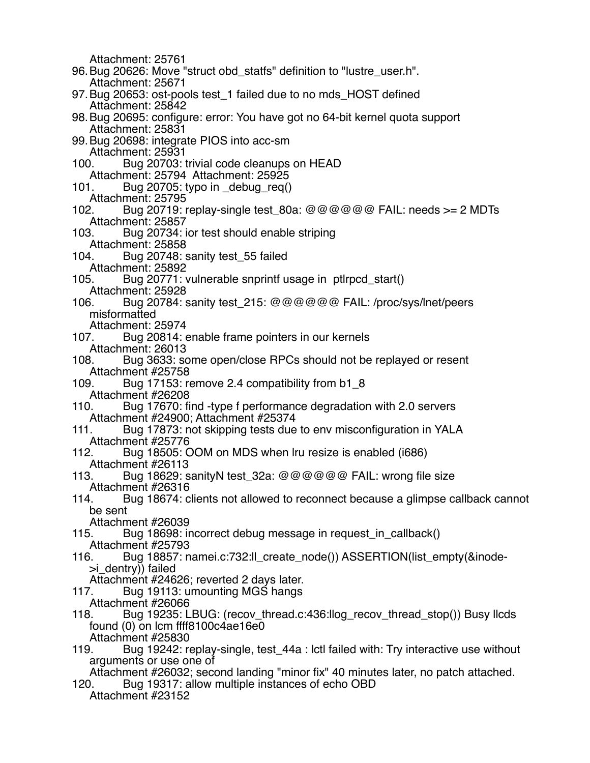Attachment: 25761

96. Bug 20626: Move "struct obd_statfs" definition to "lustre_user.h".
    Attachment: 25671
97. Bug 20653: ost-pools test_1 failed due to no mds_HOST defined
    Attachment: 25842
98. Bug 20695: configure: error: You have got no 64-bit kernel quota support
    Attachment: 25831
99. Bug 20698: integrate PIOS into acc-sm
    Attachment: 25931
100. Bug 20703: trivial code cleanups on HEAD
    Attachment: 25794  Attachment: 25925
101. Bug 20705: typo in _debug_req()
    Attachment: 25795
102. Bug 20719: replay-single test_80a: @@@@@@ FAIL: needs >= 2 MDTs
    Attachment: 25857
103. Bug 20734: ior test should enable striping
    Attachment: 25858
104. Bug 20748: sanity test_55 failed
    Attachment: 25892
105. Bug 20771: vulnerable snprintf usage in  ptlrpcd_start()
    Attachment: 25928
106. Bug 20784: sanity test_215: @@@@@@ FAIL: /proc/sys/lnet/peers misformatted
    Attachment: 25974
107. Bug 20814: enable frame pointers in our kernels
    Attachment: 26013
108. Bug 3633: some open/close RPCs should not be replayed or resent
    Attachment #25758
109. Bug 17153: remove 2.4 compatibility from b1_8
    Attachment #26208
110. Bug 17670: find -type f performance degradation with 2.0 servers
    Attachment #24900; Attachment #25374
111. Bug 17873: not skipping tests due to env misconfiguration in YALA
    Attachment #25776
112. Bug 18505: OOM on MDS when lru resize is enabled (i686)
    Attachment #26113
113. Bug 18629: sanityN test_32a: @@@@@@ FAIL: wrong file size
    Attachment #26316
114. Bug 18674: clients not allowed to reconnect because a glimpse callback cannot be sent
    Attachment #26039
115. Bug 18698: incorrect debug message in request_in_callback()
    Attachment #25793
116. Bug 18857: namei.c:732:ll_create_node()) ASSERTION(list_empty(&inode->i_dentry)) failed
    Attachment #24626; reverted 2 days later.
117. Bug 19113: umounting MGS hangs
    Attachment #26066
118. Bug 19235: LBUG: (recov_thread.c:436:llog_recov_thread_stop()) Busy llcds found (0) on lcm ffff8100c4ae16e0
    Attachment #25830
119. Bug 19242: replay-single, test_44a : lctl failed with: Try interactive use without arguments or use one of
    Attachment #26032; second landing "minor fix" 40 minutes later, no patch attached.
120. Bug 19317: allow multiple instances of echo OBD
    Attachment #23152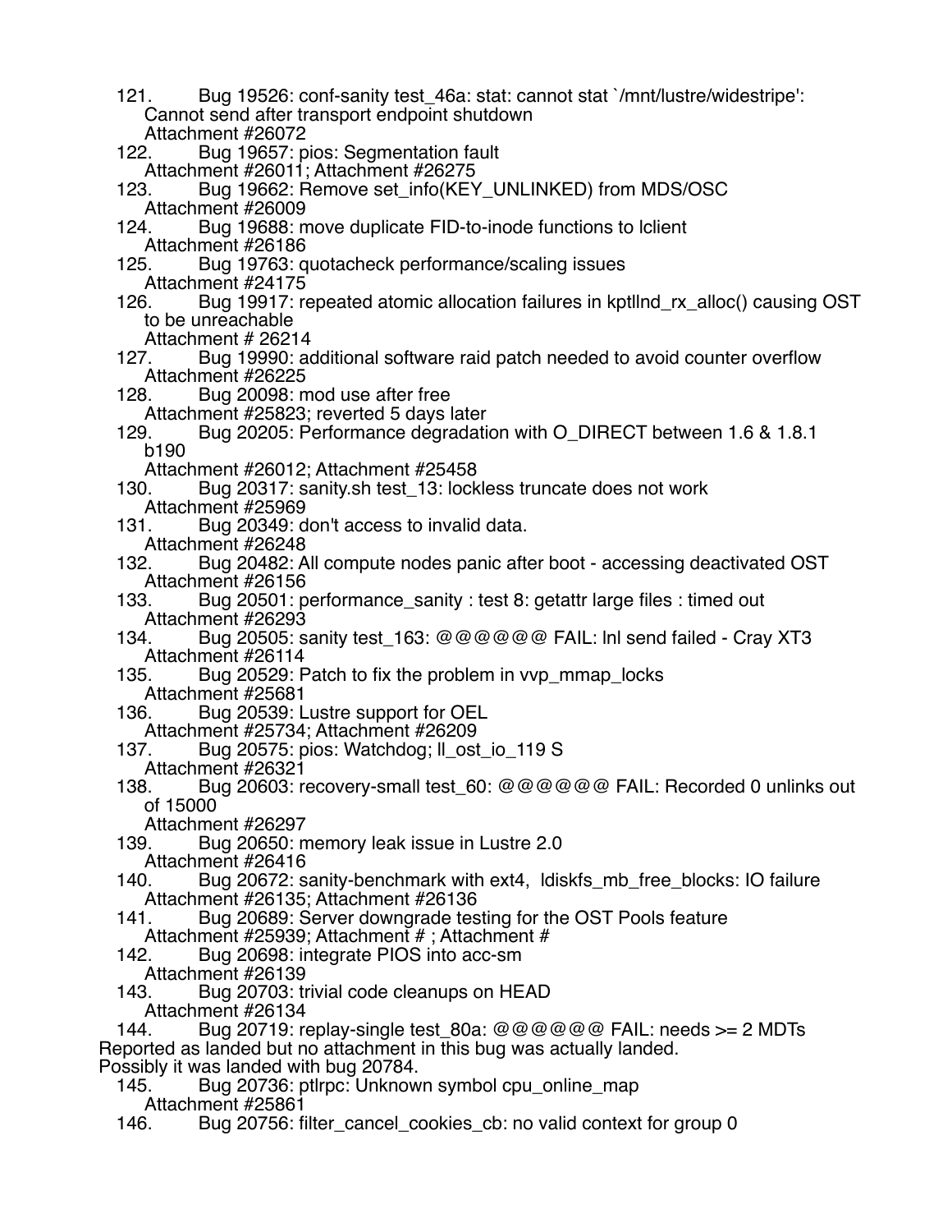121. Bug 19526: conf-sanity test_46a: stat: cannot stat `/mnt/lustre/widestripe': Cannot send after transport endpoint shutdown
 Attachment #26072
122. Bug 19657: pios: Segmentation fault
 Attachment #26011; Attachment #26275
123. Bug 19662: Remove set_info(KEY_UNLINKED) from MDS/OSC
 Attachment #26009
124. Bug 19688: move duplicate FID-to-inode functions to lclient
 Attachment #26186
125. Bug 19763: quotacheck performance/scaling issues
 Attachment #24175
126. Bug 19917: repeated atomic allocation failures in kptllnd_rx_alloc() causing OST to be unreachable
 Attachment # 26214
127. Bug 19990: additional software raid patch needed to avoid counter overflow
 Attachment #26225
128. Bug 20098: mod use after free
 Attachment #25823; reverted 5 days later
129. Bug 20205: Performance degradation with O_DIRECT between 1.6 & 1.8.1 b190
 Attachment #26012; Attachment #25458
130. Bug 20317: sanity.sh test_13: lockless truncate does not work
 Attachment #25969
131. Bug 20349: don't access to invalid data.
 Attachment #26248
132. Bug 20482: All compute nodes panic after boot - accessing deactivated OST
 Attachment #26156
133. Bug 20501: performance_sanity : test 8: getattr large files : timed out
 Attachment #26293
134. Bug 20505: sanity test_163: @@@@@@ FAIL: lnl send failed - Cray XT3
 Attachment #26114
135. Bug 20529: Patch to fix the problem in vvp_mmap_locks
 Attachment #25681
136. Bug 20539: Lustre support for OEL
 Attachment #25734; Attachment #26209
137. Bug 20575: pios: Watchdog; ll_ost_io_119 S
 Attachment #26321
138. Bug 20603: recovery-small test_60: @@@@@@ FAIL: Recorded 0 unlinks out of 15000
 Attachment #26297
139. Bug 20650: memory leak issue in Lustre 2.0
 Attachment #26416
140. Bug 20672: sanity-benchmark with ext4, ldiskfs_mb_free_blocks: IO failure
 Attachment #26135; Attachment #26136
141. Bug 20689: Server downgrade testing for the OST Pools feature
 Attachment #25939; Attachment # ; Attachment #
142. Bug 20698: integrate PIOS into acc-sm
 Attachment #26139
143. Bug 20703: trivial code cleanups on HEAD
 Attachment #26134
144. Bug 20719: replay-single test_80a: @@@@@@ FAIL: needs >= 2 MDTs

Reported as landed but no attachment in this bug was actually landed.
Possibly it was landed with bug 20784.

145. Bug 20736: ptlrpc: Unknown symbol cpu_online_map
 Attachment #25861
146. Bug 20756: filter_cancel_cookies_cb: no valid context for group 0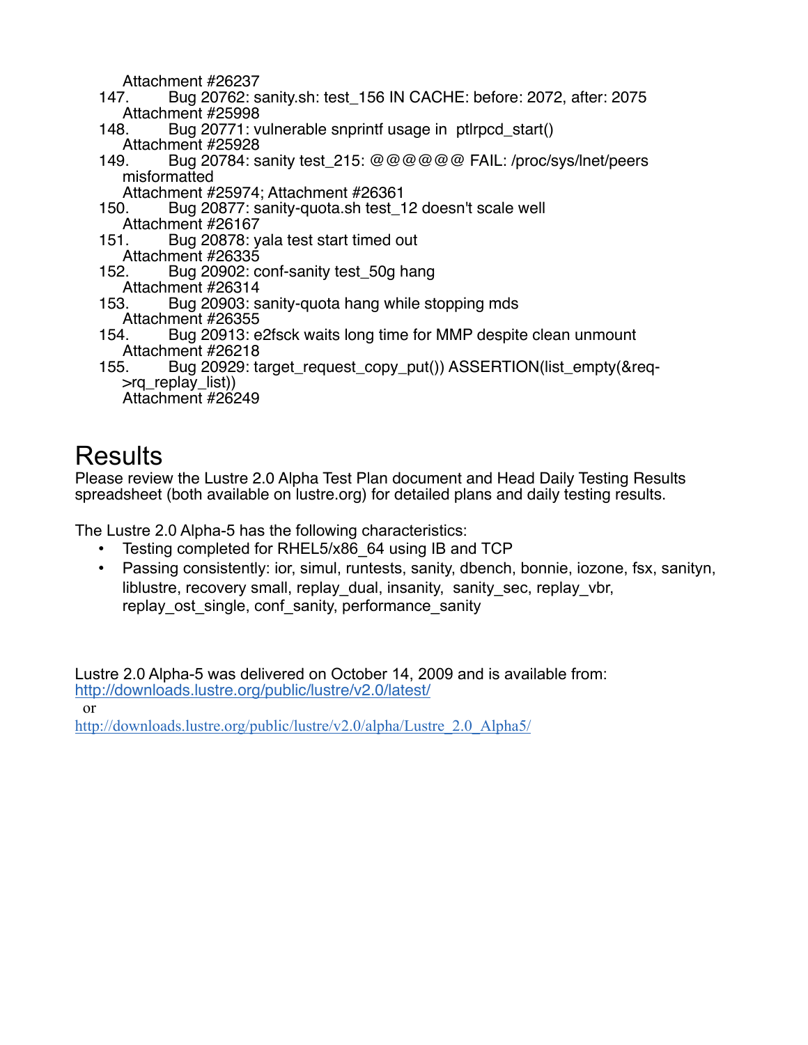Attachment #26237

147. Bug 20762: sanity.sh: test_156 IN CACHE: before: 2072, after: 2075
 Attachment #25998
148. Bug 20771: vulnerable snprintf usage in ptlrpcd_start()
 Attachment #25928
149. Bug 20784: sanity test_215: @@@@@@ FAIL: /proc/sys/lnet/peers misformatted
 Attachment #25974; Attachment #26361
150. Bug 20877: sanity-quota.sh test_12 doesn't scale well
 Attachment #26167
151. Bug 20878: yala test start timed out
 Attachment #26335
152. Bug 20902: conf-sanity test_50g hang
 Attachment #26314
153. Bug 20903: sanity-quota hang while stopping mds
 Attachment #26355
154. Bug 20913: e2fsck waits long time for MMP despite clean unmount
 Attachment #26218
155. Bug 20929: target_request_copy_put()) ASSERTION(list_empty(&req->rq_replay_list))
 Attachment #26249

# Results

Please review the Lustre 2.0 Alpha Test Plan document and Head Daily Testing Results spreadsheet (both available on lustre.org) for detailed plans and daily testing results.

The Lustre 2.0 Alpha-5 has the following characteristics:

- Testing completed for RHEL5/x86_64 using IB and TCP
- Passing consistently: ior, simul, runtests, sanity, dbench, bonnie, iozone, fsx, sanityn, liblustre, recovery small, replay_dual, insanity, sanity_sec, replay_vbr, replay_ost_single, conf_sanity, performance_sanity

Lustre 2.0 Alpha-5 was delivered on October 14, 2009 and is available from:
http://downloads.lustre.org/public/lustre/v2.0/latest/
or
http://downloads.lustre.org/public/lustre/v2.0/alpha/Lustre_2.0_Alpha5/